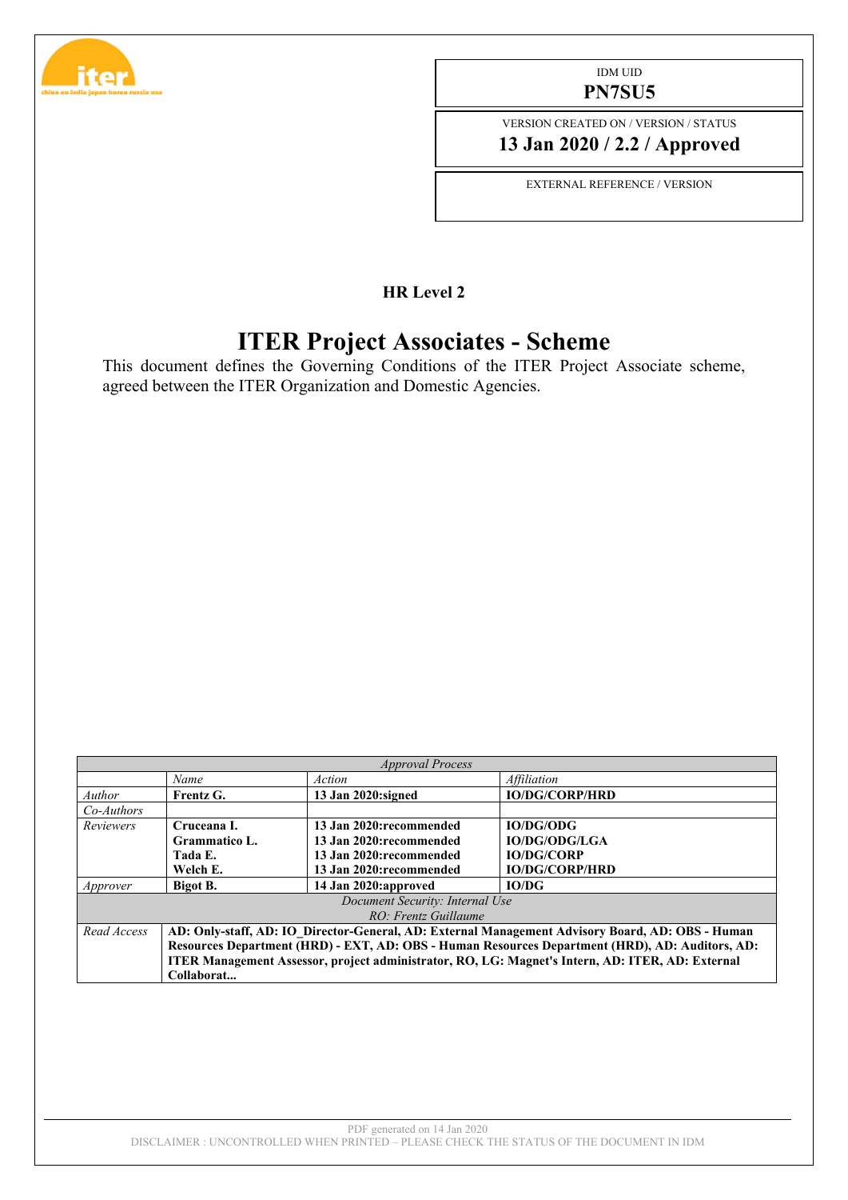| IDM UID |
|---|
| **PN7SU5** |
| VERSION CREATED ON / VERSION / STATUS |
| **13 Jan 2020 / 2.2 / Approved** |
| EXTERNAL REFERENCE / VERSION |
| |

**HR Level 2**

# ITER Project Associates - Scheme

This document defines the Governing Conditions of the ITER Project Associate scheme, agreed between the ITER Organization and Domestic Agencies.

| *Approval Process* | | | |
|---|---|---|---|
| | *Name* | *Action* | *Affiliation* |
| *Author* | **Frentz G.** | **13 Jan 2020:signed** | **IO/DG/CORP/HRD** |
| *Co-Authors* | | | |
| *Reviewers* | **Cruceana I.**<br>**Grammatico L.**<br>**Tada E.**<br>**Welch E.** | **13 Jan 2020:recommended**<br>**13 Jan 2020:recommended**<br>**13 Jan 2020:recommended**<br>**13 Jan 2020:recommended** | **IO/DG/ODG**<br>**IO/DG/ODG/LGA**<br>**IO/DG/CORP**<br>**IO/DG/CORP/HRD** |
| *Approver* | **Bigot B.** | **14 Jan 2020:approved** | **IO/DG** |
| *Document Security: Internal Use*<br>*RO: Frentz Guillaume* | | | |
| *Read Access* | **AD: Only-staff, AD: IO_Director-General, AD: External Management Advisory Board, AD: OBS - Human Resources Department (HRD) - EXT, AD: OBS - Human Resources Department (HRD), AD: Auditors, AD: ITER Management Assessor, project administrator, RO, LG: Magnet's Intern, AD: ITER, AD: External Collaborat...** | | |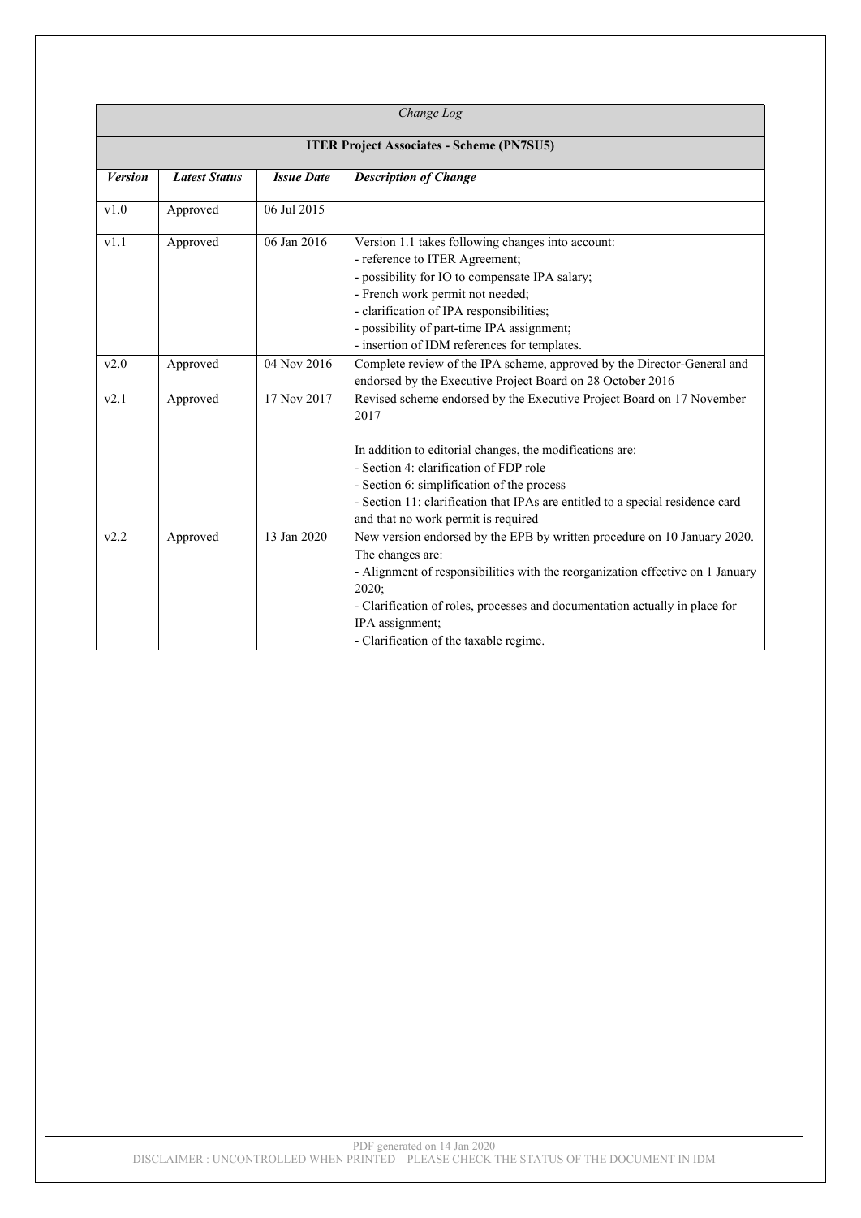*Change Log*

**ITER Project Associates - Scheme (PN7SU5)**

| *Version* | *Latest Status* | *Issue Date* | *Description of Change* |
|---|---|---|---|
| v1.0 | Approved | 06 Jul 2015 | |
| v1.1 | Approved | 06 Jan 2016 | Version 1.1 takes following changes into account:<br>- reference to ITER Agreement;<br>- possibility for IO to compensate IPA salary;<br>- French work permit not needed;<br>- clarification of IPA responsibilities;<br>- possibility of part-time IPA assignment;<br>- insertion of IDM references for templates. |
| v2.0 | Approved | 04 Nov 2016 | Complete review of the IPA scheme, approved by the Director-General and endorsed by the Executive Project Board on 28 October 2016 |
| v2.1 | Approved | 17 Nov 2017 | Revised scheme endorsed by the Executive Project Board on 17 November 2017<br><br>In addition to editorial changes, the modifications are:<br>- Section 4: clarification of FDP role<br>- Section 6: simplification of the process<br>- Section 11: clarification that IPAs are entitled to a special residence card and that no work permit is required |
| v2.2 | Approved | 13 Jan 2020 | New version endorsed by the EPB by written procedure on 10 January 2020. The changes are:<br>- Alignment of responsibilities with the reorganization effective on 1 January 2020;<br>- Clarification of roles, processes and documentation actually in place for IPA assignment;<br>- Clarification of the taxable regime. |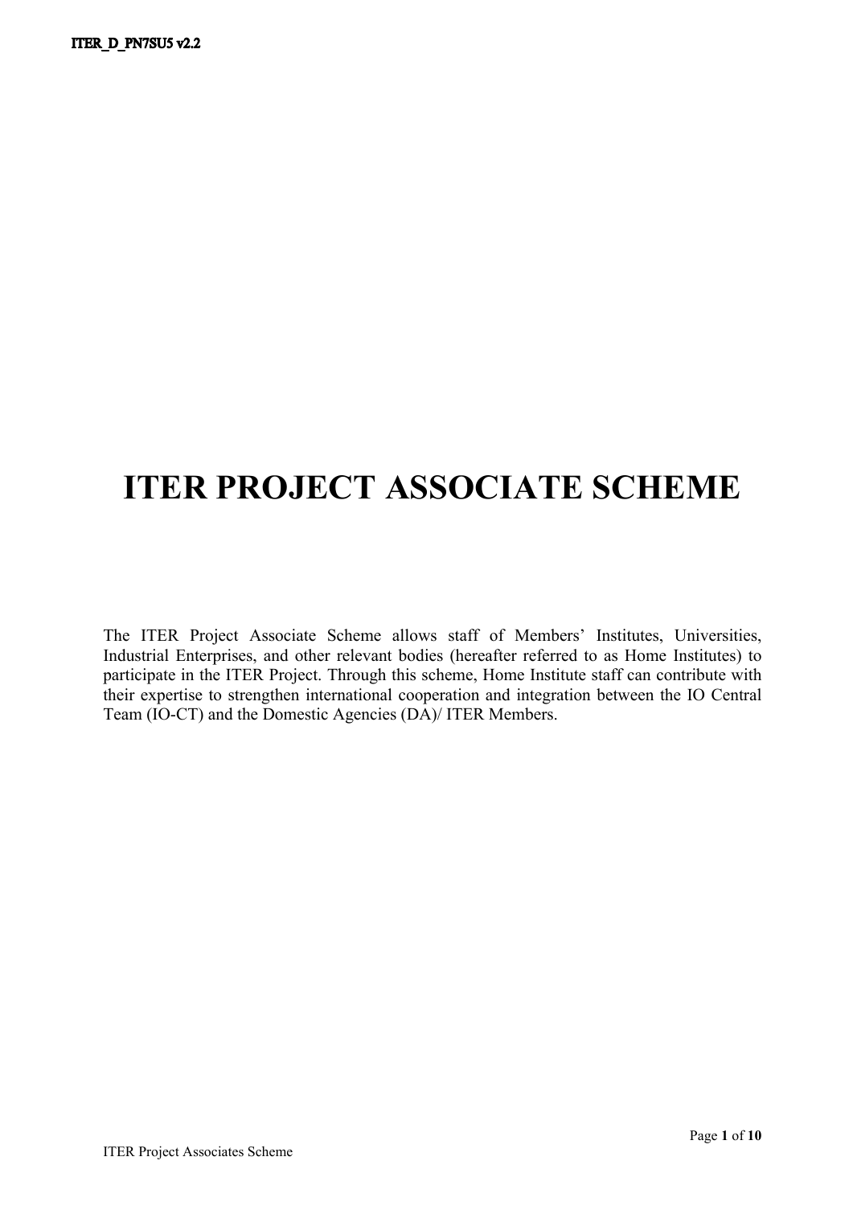# ITER PROJECT ASSOCIATE SCHEME

The ITER Project Associate Scheme allows staff of Members' Institutes, Universities, Industrial Enterprises, and other relevant bodies (hereafter referred to as Home Institutes) to participate in the ITER Project. Through this scheme, Home Institute staff can contribute with their expertise to strengthen international cooperation and integration between the IO Central Team (IO-CT) and the Domestic Agencies (DA)/ ITER Members.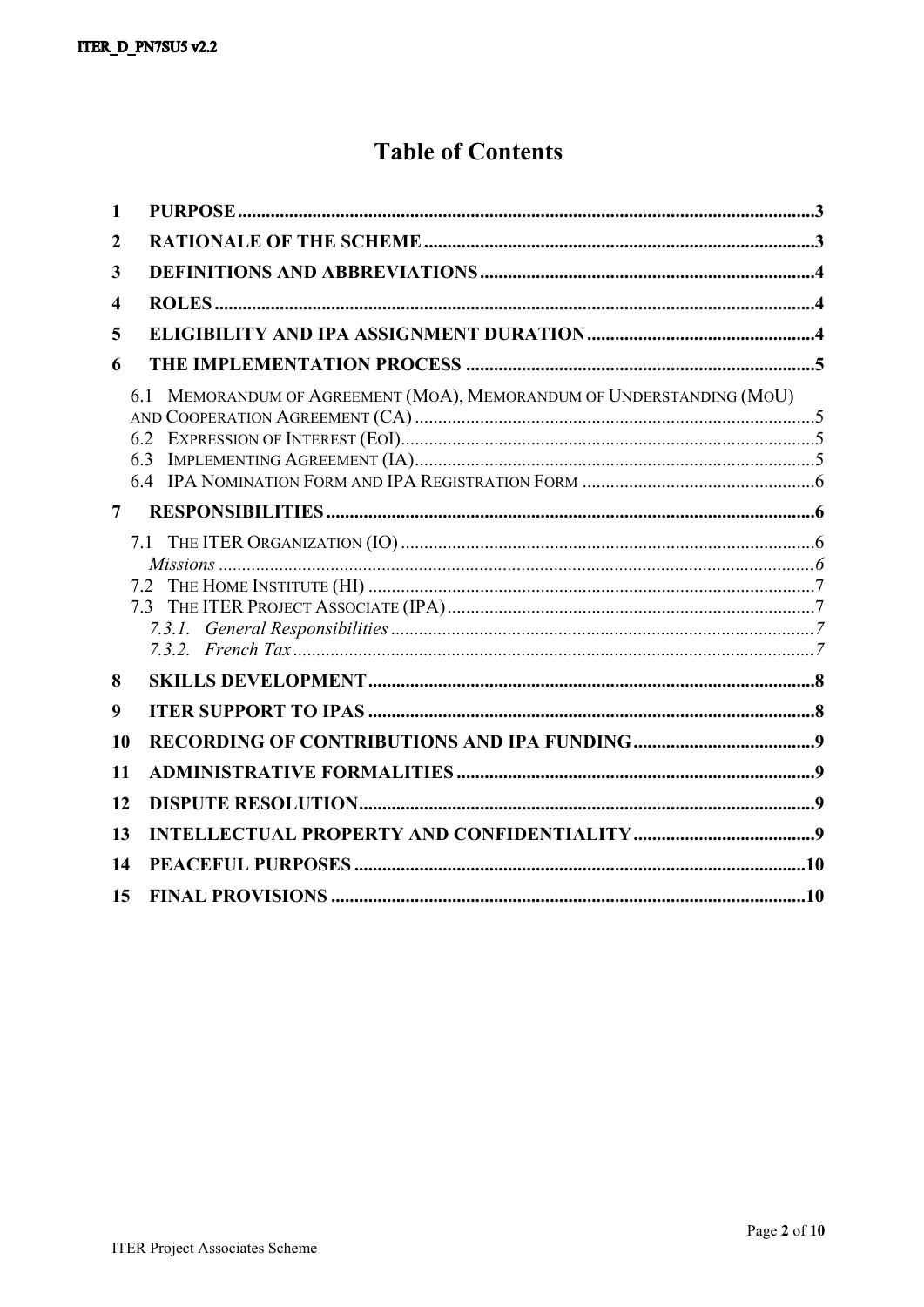# Table of Contents

1 PURPOSE ... 3

2 RATIONALE OF THE SCHEME ... 3

3 DEFINITIONS AND ABBREVIATIONS ... 4

4 ROLES ... 4

5 ELIGIBILITY AND IPA ASSIGNMENT DURATION ... 4

6 THE IMPLEMENTATION PROCESS ... 5

- 6.1 MEMORANDUM OF AGREEMENT (MOA), MEMORANDUM OF UNDERSTANDING (MOU) AND COOPERATION AGREEMENT (CA) ... 5
- 6.2 EXPRESSION OF INTEREST (EOI) ... 5
- 6.3 IMPLEMENTING AGREEMENT (IA) ... 5
- 6.4 IPA NOMINATION FORM AND IPA REGISTRATION FORM ... 6

7 RESPONSIBILITIES ... 6

- 7.1 THE ITER ORGANIZATION (IO) ... 6
  - *Missions* ... 6
- 7.2 THE HOME INSTITUTE (HI) ... 7
- 7.3 THE ITER PROJECT ASSOCIATE (IPA) ... 7
  - *7.3.1. General Responsibilities* ... 7
  - *7.3.2. French Tax* ... 7

8 SKILLS DEVELOPMENT ... 8

9 ITER SUPPORT TO IPAS ... 8

10 RECORDING OF CONTRIBUTIONS AND IPA FUNDING ... 9

11 ADMINISTRATIVE FORMALITIES ... 9

12 DISPUTE RESOLUTION ... 9

13 INTELLECTUAL PROPERTY AND CONFIDENTIALITY ... 9

14 PEACEFUL PURPOSES ... 10

15 FINAL PROVISIONS ... 10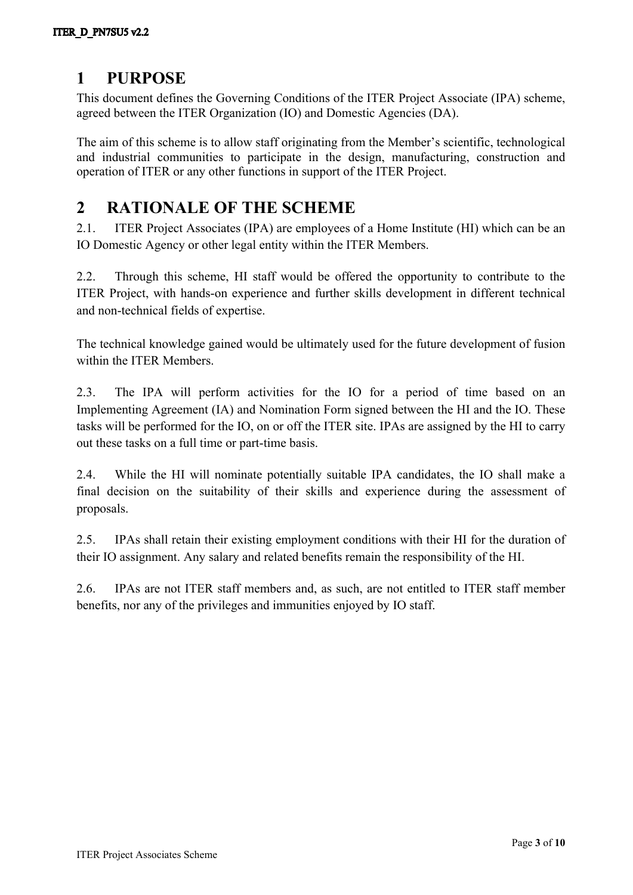# 1 PURPOSE

This document defines the Governing Conditions of the ITER Project Associate (IPA) scheme, agreed between the ITER Organization (IO) and Domestic Agencies (DA).

The aim of this scheme is to allow staff originating from the Member's scientific, technological and industrial communities to participate in the design, manufacturing, construction and operation of ITER or any other functions in support of the ITER Project.

# 2 RATIONALE OF THE SCHEME

2.1. ITER Project Associates (IPA) are employees of a Home Institute (HI) which can be an IO Domestic Agency or other legal entity within the ITER Members.

2.2. Through this scheme, HI staff would be offered the opportunity to contribute to the ITER Project, with hands-on experience and further skills development in different technical and non-technical fields of expertise.

The technical knowledge gained would be ultimately used for the future development of fusion within the ITER Members.

2.3. The IPA will perform activities for the IO for a period of time based on an Implementing Agreement (IA) and Nomination Form signed between the HI and the IO. These tasks will be performed for the IO, on or off the ITER site. IPAs are assigned by the HI to carry out these tasks on a full time or part-time basis.

2.4. While the HI will nominate potentially suitable IPA candidates, the IO shall make a final decision on the suitability of their skills and experience during the assessment of proposals.

2.5. IPAs shall retain their existing employment conditions with their HI for the duration of their IO assignment. Any salary and related benefits remain the responsibility of the HI.

2.6. IPAs are not ITER staff members and, as such, are not entitled to ITER staff member benefits, nor any of the privileges and immunities enjoyed by IO staff.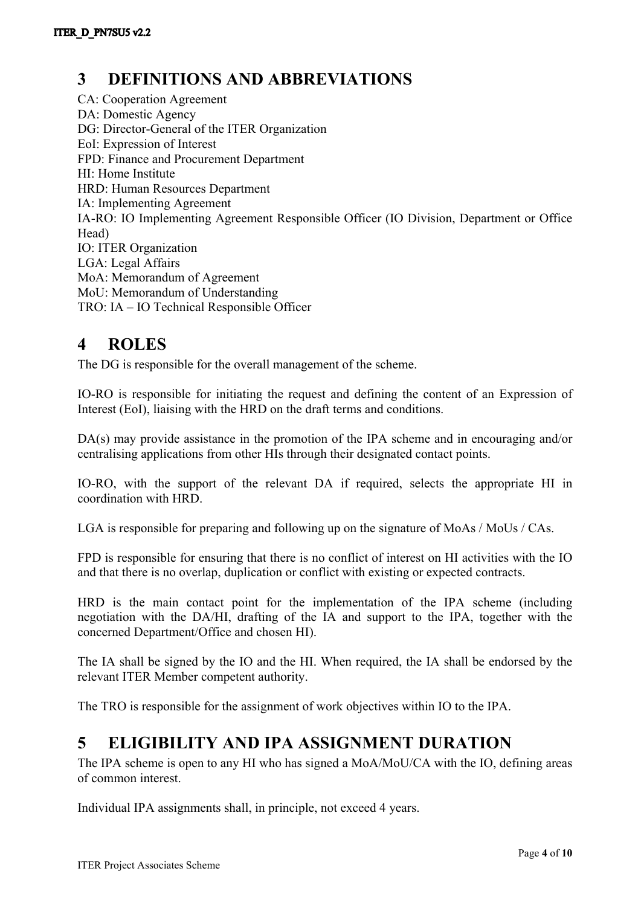# 3 DEFINITIONS AND ABBREVIATIONS

CA: Cooperation Agreement
DA: Domestic Agency
DG: Director-General of the ITER Organization
EoI: Expression of Interest
FPD: Finance and Procurement Department
HI: Home Institute
HRD: Human Resources Department
IA: Implementing Agreement
IA-RO: IO Implementing Agreement Responsible Officer (IO Division, Department or Office Head)
IO: ITER Organization
LGA: Legal Affairs
MoA: Memorandum of Agreement
MoU: Memorandum of Understanding
TRO: IA – IO Technical Responsible Officer

# 4 ROLES

The DG is responsible for the overall management of the scheme.

IO-RO is responsible for initiating the request and defining the content of an Expression of Interest (EoI), liaising with the HRD on the draft terms and conditions.

DA(s) may provide assistance in the promotion of the IPA scheme and in encouraging and/or centralising applications from other HIs through their designated contact points.

IO-RO, with the support of the relevant DA if required, selects the appropriate HI in coordination with HRD.

LGA is responsible for preparing and following up on the signature of MoAs / MoUs / CAs.

FPD is responsible for ensuring that there is no conflict of interest on HI activities with the IO and that there is no overlap, duplication or conflict with existing or expected contracts.

HRD is the main contact point for the implementation of the IPA scheme (including negotiation with the DA/HI, drafting of the IA and support to the IPA, together with the concerned Department/Office and chosen HI).

The IA shall be signed by the IO and the HI. When required, the IA shall be endorsed by the relevant ITER Member competent authority.

The TRO is responsible for the assignment of work objectives within IO to the IPA.

# 5 ELIGIBILITY AND IPA ASSIGNMENT DURATION

The IPA scheme is open to any HI who has signed a MoA/MoU/CA with the IO, defining areas of common interest.

Individual IPA assignments shall, in principle, not exceed 4 years.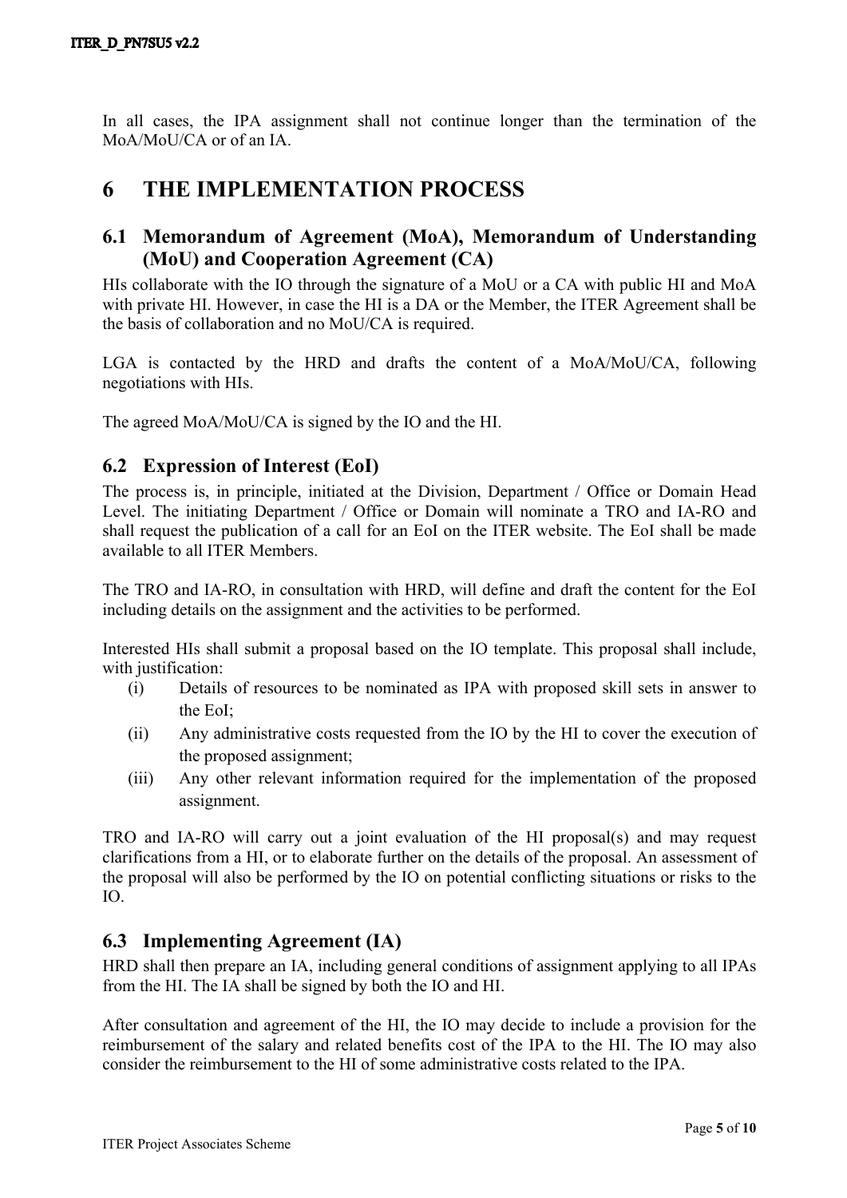In all cases, the IPA assignment shall not continue longer than the termination of the MoA/MoU/CA or of an IA.

# 6 THE IMPLEMENTATION PROCESS

## 6.1 Memorandum of Agreement (MoA), Memorandum of Understanding (MoU) and Cooperation Agreement (CA)

HIs collaborate with the IO through the signature of a MoU or a CA with public HI and MoA with private HI. However, in case the HI is a DA or the Member, the ITER Agreement shall be the basis of collaboration and no MoU/CA is required.

LGA is contacted by the HRD and drafts the content of a MoA/MoU/CA, following negotiations with HIs.

The agreed MoA/MoU/CA is signed by the IO and the HI.

## 6.2 Expression of Interest (EoI)

The process is, in principle, initiated at the Division, Department / Office or Domain Head Level. The initiating Department / Office or Domain will nominate a TRO and IA-RO and shall request the publication of a call for an EoI on the ITER website. The EoI shall be made available to all ITER Members.

The TRO and IA-RO, in consultation with HRD, will define and draft the content for the EoI including details on the assignment and the activities to be performed.

Interested HIs shall submit a proposal based on the IO template. This proposal shall include, with justification:

(i) Details of resources to be nominated as IPA with proposed skill sets in answer to the EoI;

(ii) Any administrative costs requested from the IO by the HI to cover the execution of the proposed assignment;

(iii) Any other relevant information required for the implementation of the proposed assignment.

TRO and IA-RO will carry out a joint evaluation of the HI proposal(s) and may request clarifications from a HI, or to elaborate further on the details of the proposal. An assessment of the proposal will also be performed by the IO on potential conflicting situations or risks to the IO.

## 6.3 Implementing Agreement (IA)

HRD shall then prepare an IA, including general conditions of assignment applying to all IPAs from the HI. The IA shall be signed by both the IO and HI.

After consultation and agreement of the HI, the IO may decide to include a provision for the reimbursement of the salary and related benefits cost of the IPA to the HI. The IO may also consider the reimbursement to the HI of some administrative costs related to the IPA.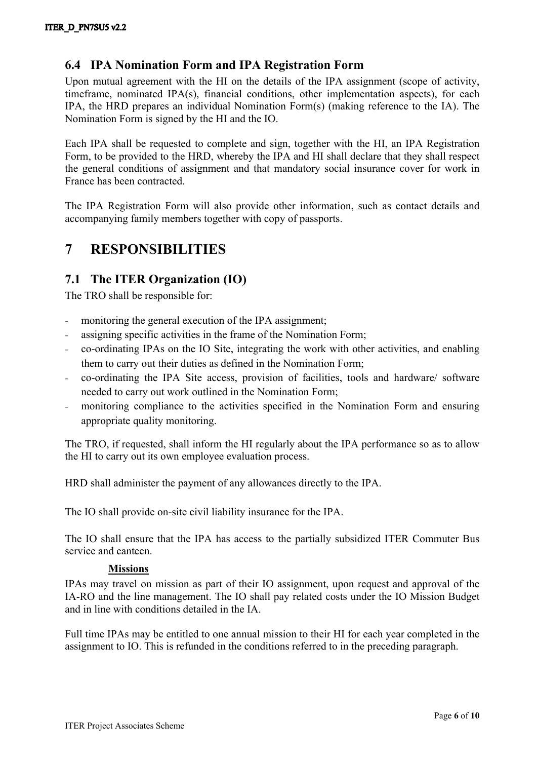## 6.4 IPA Nomination Form and IPA Registration Form

Upon mutual agreement with the HI on the details of the IPA assignment (scope of activity, timeframe, nominated IPA(s), financial conditions, other implementation aspects), for each IPA, the HRD prepares an individual Nomination Form(s) (making reference to the IA). The Nomination Form is signed by the HI and the IO.

Each IPA shall be requested to complete and sign, together with the HI, an IPA Registration Form, to be provided to the HRD, whereby the IPA and HI shall declare that they shall respect the general conditions of assignment and that mandatory social insurance cover for work in France has been contracted.

The IPA Registration Form will also provide other information, such as contact details and accompanying family members together with copy of passports.

# 7 RESPONSIBILITIES

## 7.1 The ITER Organization (IO)

The TRO shall be responsible for:

- monitoring the general execution of the IPA assignment;
- assigning specific activities in the frame of the Nomination Form;
- co-ordinating IPAs on the IO Site, integrating the work with other activities, and enabling them to carry out their duties as defined in the Nomination Form;
- co-ordinating the IPA Site access, provision of facilities, tools and hardware/ software needed to carry out work outlined in the Nomination Form;
- monitoring compliance to the activities specified in the Nomination Form and ensuring appropriate quality monitoring.

The TRO, if requested, shall inform the HI regularly about the IPA performance so as to allow the HI to carry out its own employee evaluation process.

HRD shall administer the payment of any allowances directly to the IPA.

The IO shall provide on-site civil liability insurance for the IPA.

The IO shall ensure that the IPA has access to the partially subsidized ITER Commuter Bus service and canteen.

**Missions**

IPAs may travel on mission as part of their IO assignment, upon request and approval of the IA-RO and the line management. The IO shall pay related costs under the IO Mission Budget and in line with conditions detailed in the IA.

Full time IPAs may be entitled to one annual mission to their HI for each year completed in the assignment to IO. This is refunded in the conditions referred to in the preceding paragraph.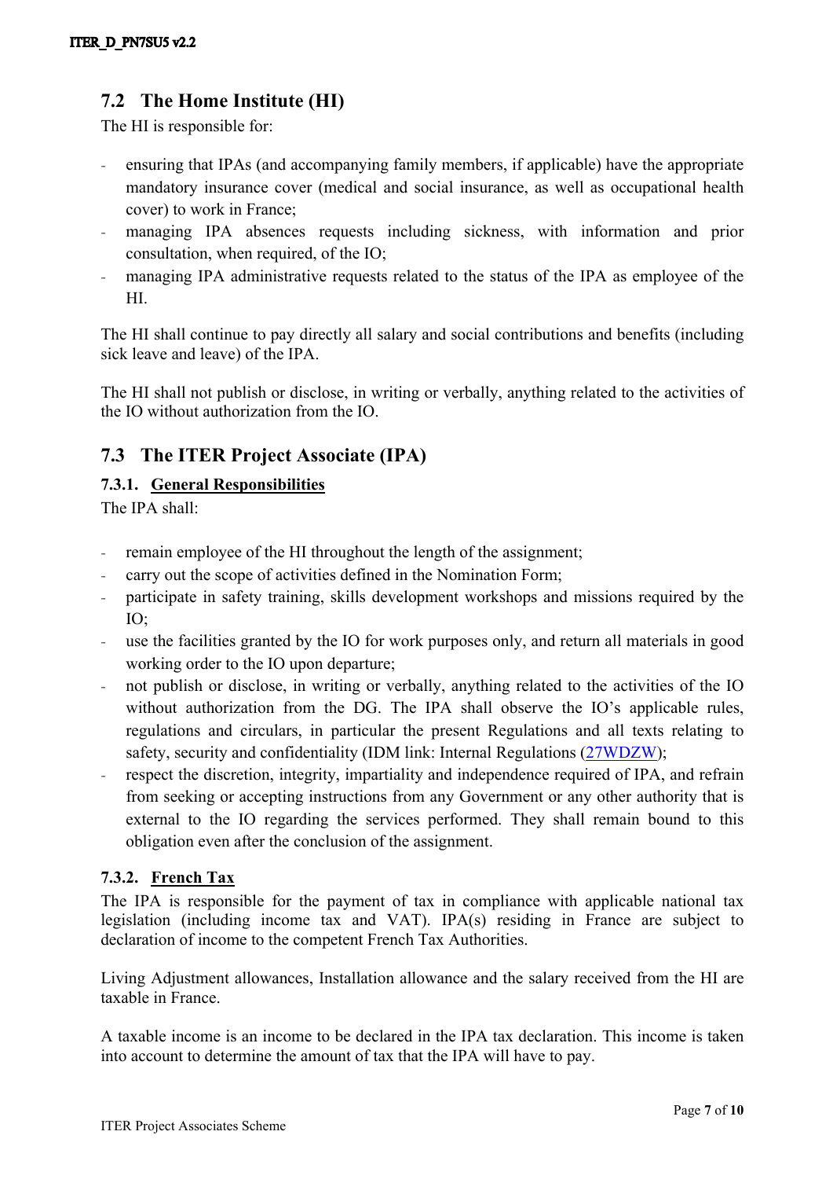## 7.2 The Home Institute (HI)

The HI is responsible for:

- ensuring that IPAs (and accompanying family members, if applicable) have the appropriate mandatory insurance cover (medical and social insurance, as well as occupational health cover) to work in France;
- managing IPA absences requests including sickness, with information and prior consultation, when required, of the IO;
- managing IPA administrative requests related to the status of the IPA as employee of the HI.

The HI shall continue to pay directly all salary and social contributions and benefits (including sick leave and leave) of the IPA.

The HI shall not publish or disclose, in writing or verbally, anything related to the activities of the IO without authorization from the IO.

## 7.3 The ITER Project Associate (IPA)

### 7.3.1. General Responsibilities

The IPA shall:

- remain employee of the HI throughout the length of the assignment;
- carry out the scope of activities defined in the Nomination Form;
- participate in safety training, skills development workshops and missions required by the IO;
- use the facilities granted by the IO for work purposes only, and return all materials in good working order to the IO upon departure;
- not publish or disclose, in writing or verbally, anything related to the activities of the IO without authorization from the DG. The IPA shall observe the IO's applicable rules, regulations and circulars, in particular the present Regulations and all texts relating to safety, security and confidentiality (IDM link: Internal Regulations (27WDZW);
- respect the discretion, integrity, impartiality and independence required of IPA, and refrain from seeking or accepting instructions from any Government or any other authority that is external to the IO regarding the services performed. They shall remain bound to this obligation even after the conclusion of the assignment.

### 7.3.2. French Tax

The IPA is responsible for the payment of tax in compliance with applicable national tax legislation (including income tax and VAT). IPA(s) residing in France are subject to declaration of income to the competent French Tax Authorities.

Living Adjustment allowances, Installation allowance and the salary received from the HI are taxable in France.

A taxable income is an income to be declared in the IPA tax declaration. This income is taken into account to determine the amount of tax that the IPA will have to pay.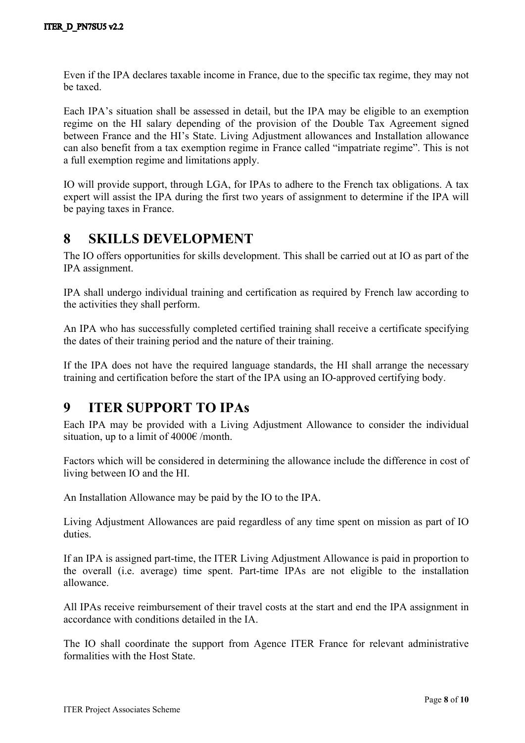Even if the IPA declares taxable income in France, due to the specific tax regime, they may not be taxed.

Each IPA's situation shall be assessed in detail, but the IPA may be eligible to an exemption regime on the HI salary depending of the provision of the Double Tax Agreement signed between France and the HI's State. Living Adjustment allowances and Installation allowance can also benefit from a tax exemption regime in France called "impatriate regime". This is not a full exemption regime and limitations apply.

IO will provide support, through LGA, for IPAs to adhere to the French tax obligations. A tax expert will assist the IPA during the first two years of assignment to determine if the IPA will be paying taxes in France.

# 8 SKILLS DEVELOPMENT

The IO offers opportunities for skills development. This shall be carried out at IO as part of the IPA assignment.

IPA shall undergo individual training and certification as required by French law according to the activities they shall perform.

An IPA who has successfully completed certified training shall receive a certificate specifying the dates of their training period and the nature of their training.

If the IPA does not have the required language standards, the HI shall arrange the necessary training and certification before the start of the IPA using an IO-approved certifying body.

# 9 ITER SUPPORT TO IPAs

Each IPA may be provided with a Living Adjustment Allowance to consider the individual situation, up to a limit of 4000€ /month.

Factors which will be considered in determining the allowance include the difference in cost of living between IO and the HI.

An Installation Allowance may be paid by the IO to the IPA.

Living Adjustment Allowances are paid regardless of any time spent on mission as part of IO duties.

If an IPA is assigned part-time, the ITER Living Adjustment Allowance is paid in proportion to the overall (i.e. average) time spent. Part-time IPAs are not eligible to the installation allowance.

All IPAs receive reimbursement of their travel costs at the start and end the IPA assignment in accordance with conditions detailed in the IA.

The IO shall coordinate the support from Agence ITER France for relevant administrative formalities with the Host State.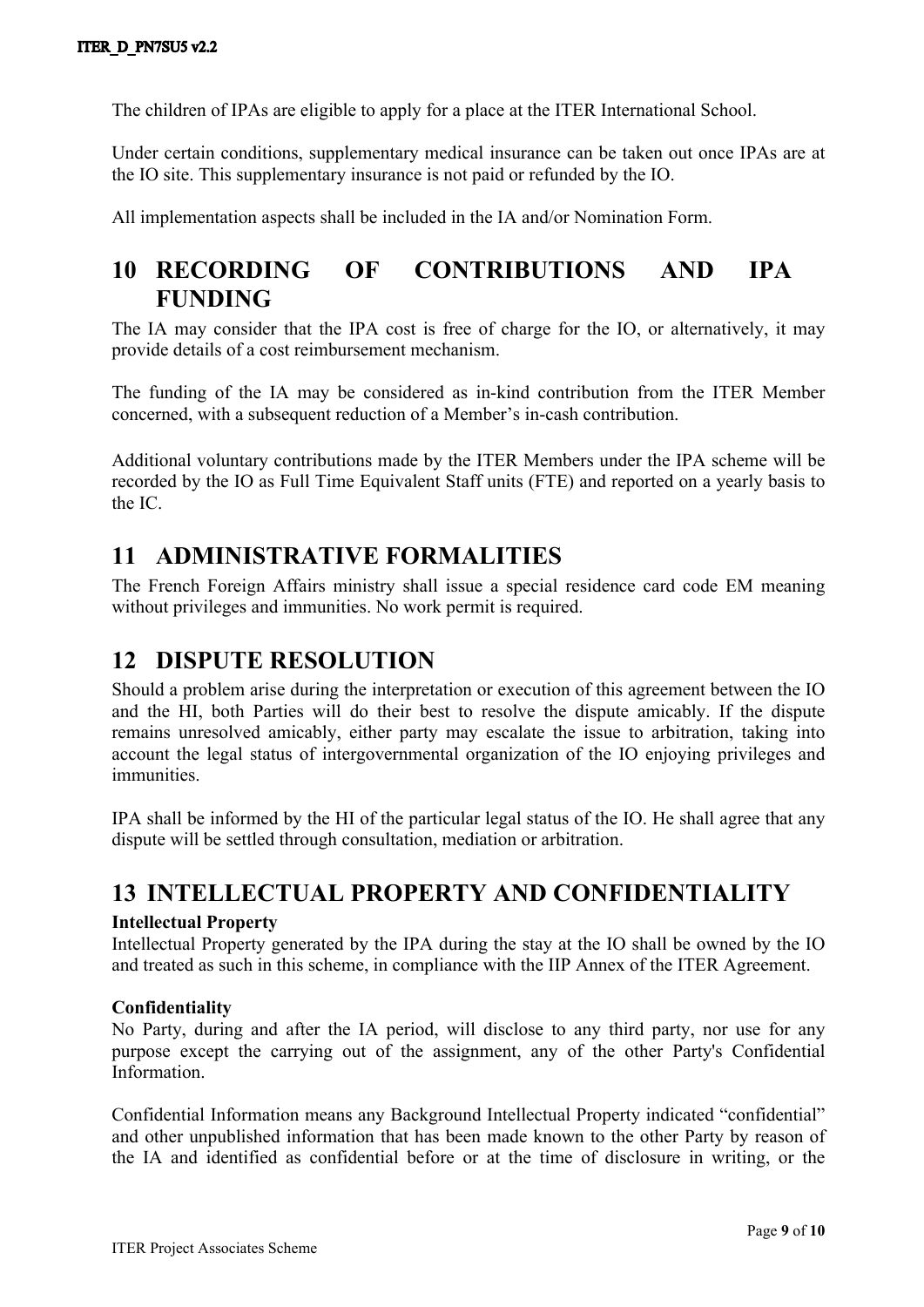The children of IPAs are eligible to apply for a place at the ITER International School.

Under certain conditions, supplementary medical insurance can be taken out once IPAs are at the IO site. This supplementary insurance is not paid or refunded by the IO.

All implementation aspects shall be included in the IA and/or Nomination Form.

# 10 RECORDING OF CONTRIBUTIONS AND IPA FUNDING

The IA may consider that the IPA cost is free of charge for the IO, or alternatively, it may provide details of a cost reimbursement mechanism.

The funding of the IA may be considered as in-kind contribution from the ITER Member concerned, with a subsequent reduction of a Member's in-cash contribution.

Additional voluntary contributions made by the ITER Members under the IPA scheme will be recorded by the IO as Full Time Equivalent Staff units (FTE) and reported on a yearly basis to the IC.

# 11 ADMINISTRATIVE FORMALITIES

The French Foreign Affairs ministry shall issue a special residence card code EM meaning without privileges and immunities. No work permit is required.

# 12 DISPUTE RESOLUTION

Should a problem arise during the interpretation or execution of this agreement between the IO and the HI, both Parties will do their best to resolve the dispute amicably. If the dispute remains unresolved amicably, either party may escalate the issue to arbitration, taking into account the legal status of intergovernmental organization of the IO enjoying privileges and immunities.

IPA shall be informed by the HI of the particular legal status of the IO. He shall agree that any dispute will be settled through consultation, mediation or arbitration.

# 13 INTELLECTUAL PROPERTY AND CONFIDENTIALITY

**Intellectual Property**

Intellectual Property generated by the IPA during the stay at the IO shall be owned by the IO and treated as such in this scheme, in compliance with the IIP Annex of the ITER Agreement.

**Confidentiality**

No Party, during and after the IA period, will disclose to any third party, nor use for any purpose except the carrying out of the assignment, any of the other Party's Confidential Information.

Confidential Information means any Background Intellectual Property indicated "confidential" and other unpublished information that has been made known to the other Party by reason of the IA and identified as confidential before or at the time of disclosure in writing, or the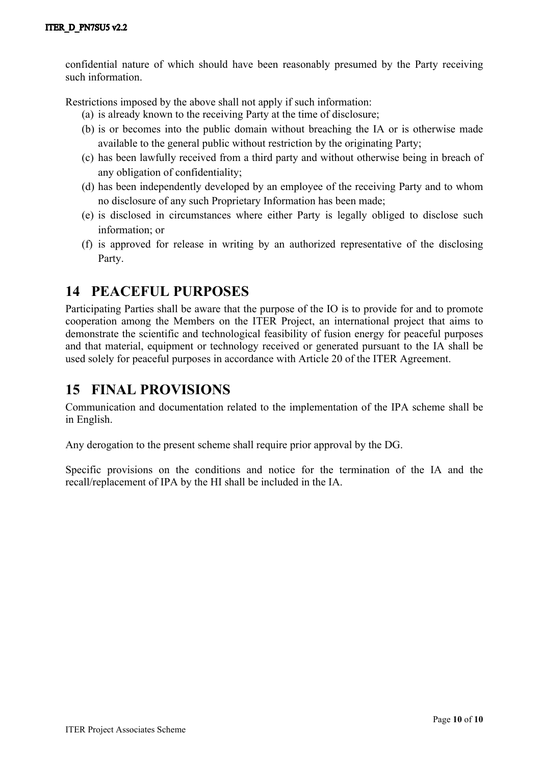confidential nature of which should have been reasonably presumed by the Party receiving such information.

Restrictions imposed by the above shall not apply if such information:

(a) is already known to the receiving Party at the time of disclosure;
(b) is or becomes into the public domain without breaching the IA or is otherwise made available to the general public without restriction by the originating Party;
(c) has been lawfully received from a third party and without otherwise being in breach of any obligation of confidentiality;
(d) has been independently developed by an employee of the receiving Party and to whom no disclosure of any such Proprietary Information has been made;
(e) is disclosed in circumstances where either Party is legally obliged to disclose such information; or
(f) is approved for release in writing by an authorized representative of the disclosing Party.

# 14 PEACEFUL PURPOSES

Participating Parties shall be aware that the purpose of the IO is to provide for and to promote cooperation among the Members on the ITER Project, an international project that aims to demonstrate the scientific and technological feasibility of fusion energy for peaceful purposes and that material, equipment or technology received or generated pursuant to the IA shall be used solely for peaceful purposes in accordance with Article 20 of the ITER Agreement.

# 15 FINAL PROVISIONS

Communication and documentation related to the implementation of the IPA scheme shall be in English.

Any derogation to the present scheme shall require prior approval by the DG.

Specific provisions on the conditions and notice for the termination of the IA and the recall/replacement of IPA by the HI shall be included in the IA.